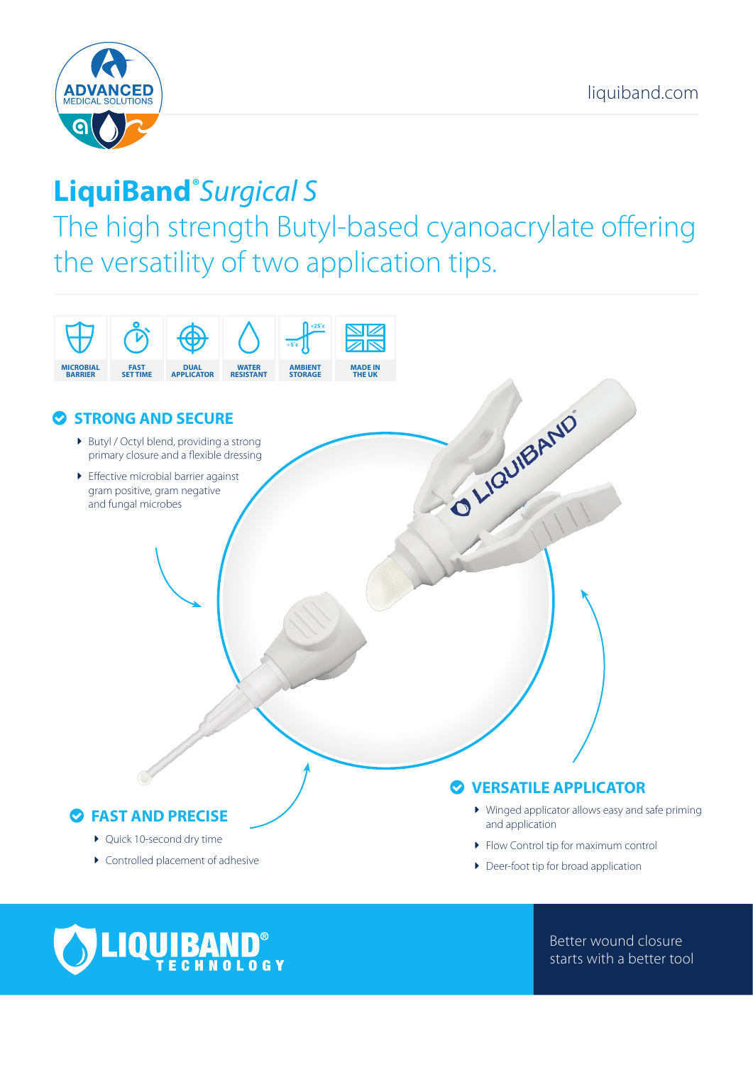ADVANCED MEDICAL SOLUTIONS

liquiband.com

# LiquiBand® *Surgical S*

## The high strength Butyl-based cyanoacrylate offering the versatility of two application tips.

MICROBIAL BARRIER | FAST SET TIME | DUAL APPLICATOR | WATER RESISTANT | AMBIENT STORAGE | MADE IN THE UK

### STRONG AND SECURE

- Butyl / Octyl blend, providing a strong primary closure and a flexible dressing
- Effective microbial barrier against gram positive, gram negative and fungal microbes

### FAST AND PRECISE

- Quick 10-second dry time
- Controlled placement of adhesive

### VERSATILE APPLICATOR

- Winged applicator allows easy and safe priming and application
- Flow Control tip for maximum control
- Deer-foot tip for broad application

LIQUIBAND® TECHNOLOGY

Better wound closure starts with a better tool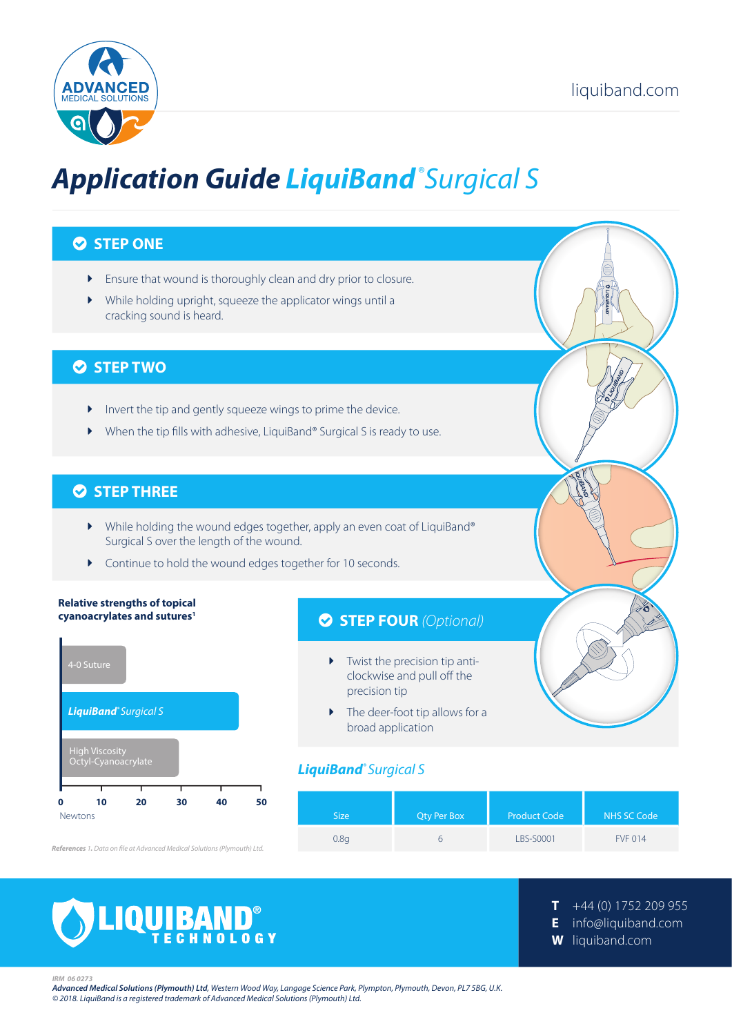liquiband.com

# *Application Guide LiquiBand® Surgical S*

## STEP ONE

- Ensure that wound is thoroughly clean and dry prior to closure.
- While holding upright, squeeze the applicator wings until a cracking sound is heard.

## STEP TWO

- Invert the tip and gently squeeze wings to prime the device.
- When the tip fills with adhesive, LiquiBand® Surgical S is ready to use.

## STEP THREE

- While holding the wound edges together, apply an even coat of LiquiBand® Surgical S over the length of the wound.
- Continue to hold the wound edges together for 10 seconds.

**Relative strengths of topical cyanoacrylates and sutures[1]**

4-0 Suture

*LiquiBand® Surgical S*

High Viscosity Octyl-Cyanoacrylate

0 10 20 30 40 50

Newtons

*References 1. Data on file at Advanced Medical Solutions (Plymouth) Ltd.*

## STEP FOUR *(Optional)*

- Twist the precision tip anti-clockwise and pull off the precision tip
- The deer-foot tip allows for a broad application

### *LiquiBand® Surgical S*

| Size | Qty Per Box | Product Code | NHS SC Code |
|---|---|---|---|
| 0.8g | 6 | LBS-S0001 | FVF 014 |

LIQUIBAND® TECHNOLOGY

**T** +44 (0) 1752 209 955
**E** info@liquiband.com
**W** liquiband.com

*IRM 06 0273*
***Advanced Medical Solutions (Plymouth) Ltd**, Western Wood Way, Langage Science Park, Plympton, Plymouth, Devon, PL7 5BG, U.K.*
*© 2018. LiquiBand is a registered trademark of Advanced Medical Solutions (Plymouth) Ltd.*